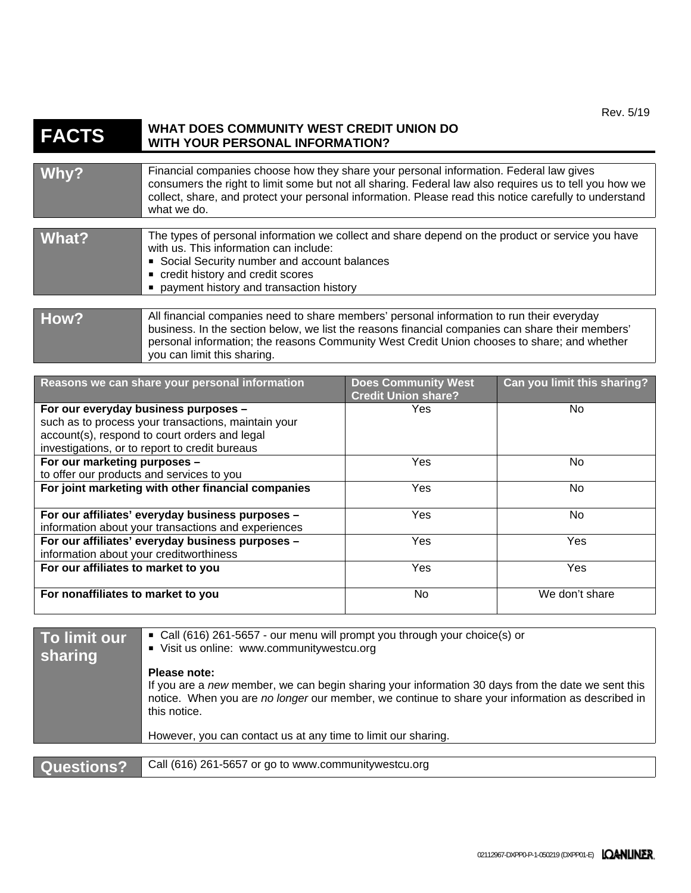Rev. 5/19

# FACTS — WHAT DOES COMMUNITY WEST CREDIT UNION DO WITH YOUR PERSONAL INFORMATION?

## Why?

Financial companies choose how they share your personal information. Federal law gives consumers the right to limit some but not all sharing. Federal law also requires us to tell you how we collect, share, and protect your personal information. Please read this notice carefully to understand what we do.

## What?

The types of personal information we collect and share depend on the product or service you have with us. This information can include:

- Social Security number and account balances
- credit history and credit scores
- payment history and transaction history

## How?

All financial companies need to share members' personal information to run their everyday business. In the section below, we list the reasons financial companies can share their members' personal information; the reasons Community West Credit Union chooses to share; and whether you can limit this sharing.

| Reasons we can share your personal information | Does Community West Credit Union share? | Can you limit this sharing? |
|---|---|---|
| **For our everyday business purposes –** such as to process your transactions, maintain your account(s), respond to court orders and legal investigations, or to report to credit bureaus | Yes | No |
| **For our marketing purposes –** to offer our products and services to you | Yes | No |
| **For joint marketing with other financial companies** | Yes | No |
| **For our affiliates' everyday business purposes –** information about your transactions and experiences | Yes | No |
| **For our affiliates' everyday business purposes –** information about your creditworthiness | Yes | Yes |
| **For our affiliates to market to you** | Yes | Yes |
| **For nonaffiliates to market to you** | No | We don't share |

## To limit our sharing

- Call (616) 261-5657 - our menu will prompt you through your choice(s) or
- Visit us online: www.communitywestcu.org

**Please note:**
If you are a *new* member, we can begin sharing your information 30 days from the date we sent this notice. When you are *no longer* our member, we continue to share your information as described in this notice.

However, you can contact us at any time to limit our sharing.

## Questions?

Call (616) 261-5657 or go to www.communitywestcu.org

02112967-DXPP0-P-1-050219 (DXPP01-E) LOANLINER.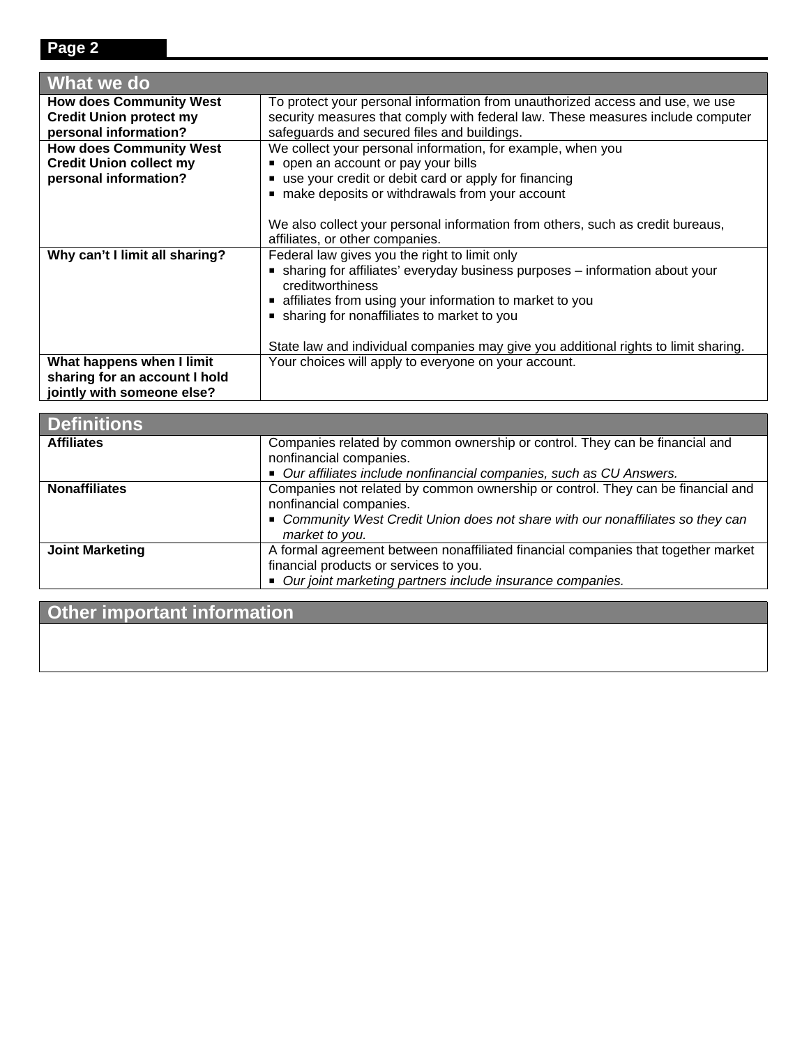| What we do | |
|---|---|
| **How does Community West Credit Union protect my personal information?** | To protect your personal information from unauthorized access and use, we use security measures that comply with federal law. These measures include computer safeguards and secured files and buildings. |
| **How does Community West Credit Union collect my personal information?** | We collect your personal information, for example, when you<br>▪ open an account or pay your bills<br>▪ use your credit or debit card or apply for financing<br>▪ make deposits or withdrawals from your account<br><br>We also collect your personal information from others, such as credit bureaus, affiliates, or other companies. |
| **Why can't I limit all sharing?** | Federal law gives you the right to limit only<br>▪ sharing for affiliates' everyday business purposes – information about your creditworthiness<br>▪ affiliates from using your information to market to you<br>▪ sharing for nonaffiliates to market to you<br><br>State law and individual companies may give you additional rights to limit sharing. |
| **What happens when I limit sharing for an account I hold jointly with someone else?** | Your choices will apply to everyone on your account. |

| Definitions | |
|---|---|
| **Affiliates** | Companies related by common ownership or control. They can be financial and nonfinancial companies.<br>▪ *Our affiliates include nonfinancial companies, such as CU Answers.* |
| **Nonaffiliates** | Companies not related by common ownership or control. They can be financial and nonfinancial companies.<br>▪ *Community West Credit Union does not share with our nonaffiliates so they can market to you.* |
| **Joint Marketing** | A formal agreement between nonaffiliated financial companies that together market financial products or services to you.<br>▪ *Our joint marketing partners include insurance companies.* |

## Other important information